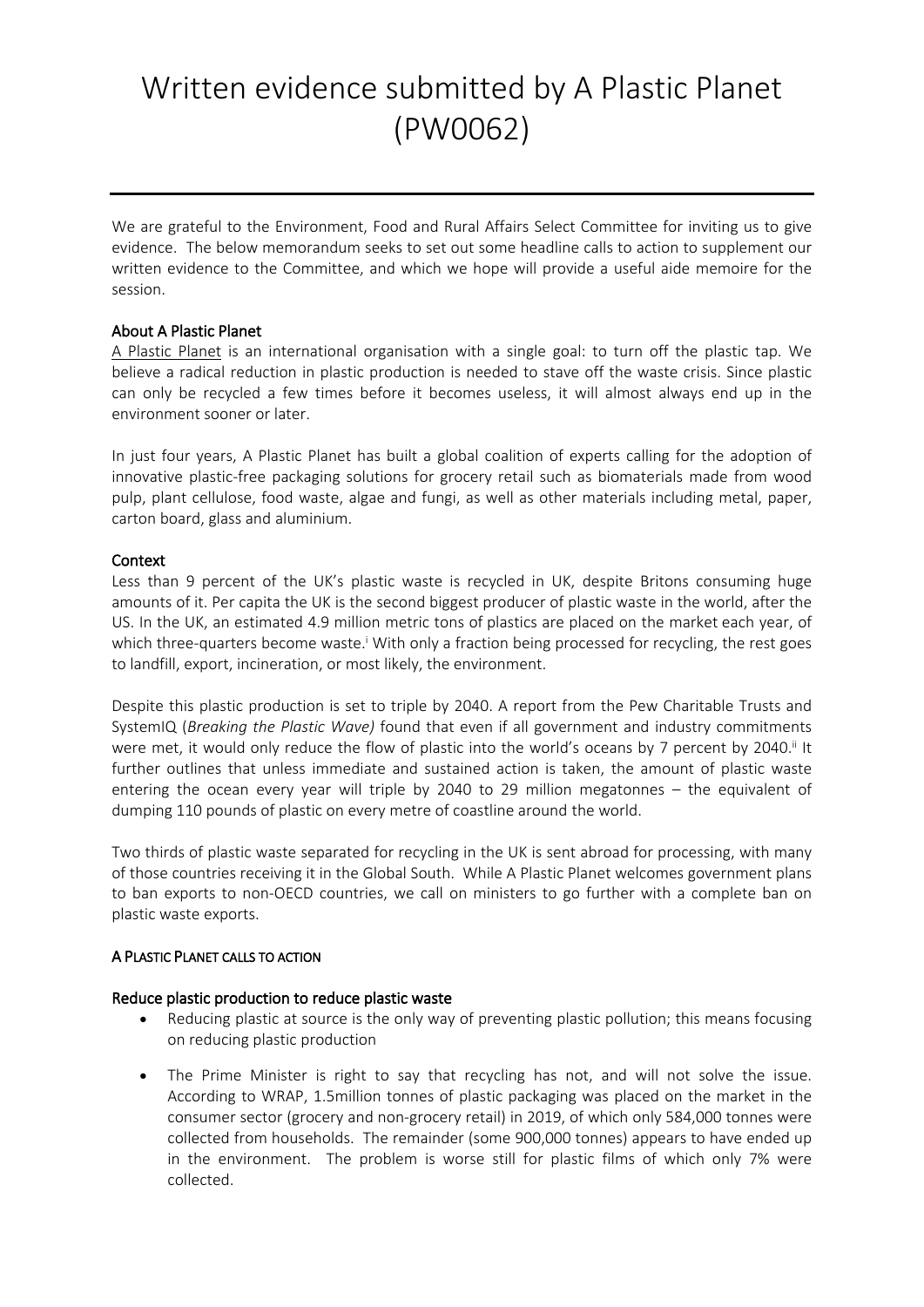# Written evidence submitted by A Plastic Planet (PW0062)

We are grateful to the Environment, Food and Rural Affairs Select Committee for inviting us to give evidence. The below memorandum seeks to set out some headline calls to action to supplement our written evidence to the Committee, and which we hope will provide a useful aide memoire for the session.

**About A Plastic Planet**

A Plastic Planet is an international organisation with a single goal: to turn off the plastic tap. We believe a radical reduction in plastic production is needed to stave off the waste crisis. Since plastic can only be recycled a few times before it becomes useless, it will almost always end up in the environment sooner or later.

In just four years, A Plastic Planet has built a global coalition of experts calling for the adoption of innovative plastic-free packaging solutions for grocery retail such as biomaterials made from wood pulp, plant cellulose, food waste, algae and fungi, as well as other materials including metal, paper, carton board, glass and aluminium.

**Context**

Less than 9 percent of the UK's plastic waste is recycled in UK, despite Britons consuming huge amounts of it. Per capita the UK is the second biggest producer of plastic waste in the world, after the US. In the UK, an estimated 4.9 million metric tons of plastics are placed on the market each year, of which three-quarters become waste.[i] With only a fraction being processed for recycling, the rest goes to landfill, export, incineration, or most likely, the environment.

Despite this plastic production is set to triple by 2040. A report from the Pew Charitable Trusts and SystemIQ (*Breaking the Plastic Wave)* found that even if all government and industry commitments were met, it would only reduce the flow of plastic into the world's oceans by 7 percent by 2040.[ii] It further outlines that unless immediate and sustained action is taken, the amount of plastic waste entering the ocean every year will triple by 2040 to 29 million megatonnes – the equivalent of dumping 110 pounds of plastic on every metre of coastline around the world.

Two thirds of plastic waste separated for recycling in the UK is sent abroad for processing, with many of those countries receiving it in the Global South. While A Plastic Planet welcomes government plans to ban exports to non-OECD countries, we call on ministers to go further with a complete ban on plastic waste exports.

**A PLASTIC PLANET CALLS TO ACTION**

**Reduce plastic production to reduce plastic waste**

- Reducing plastic at source is the only way of preventing plastic pollution; this means focusing on reducing plastic production
- The Prime Minister is right to say that recycling has not, and will not solve the issue. According to WRAP, 1.5million tonnes of plastic packaging was placed on the market in the consumer sector (grocery and non-grocery retail) in 2019, of which only 584,000 tonnes were collected from households. The remainder (some 900,000 tonnes) appears to have ended up in the environment. The problem is worse still for plastic films of which only 7% were collected.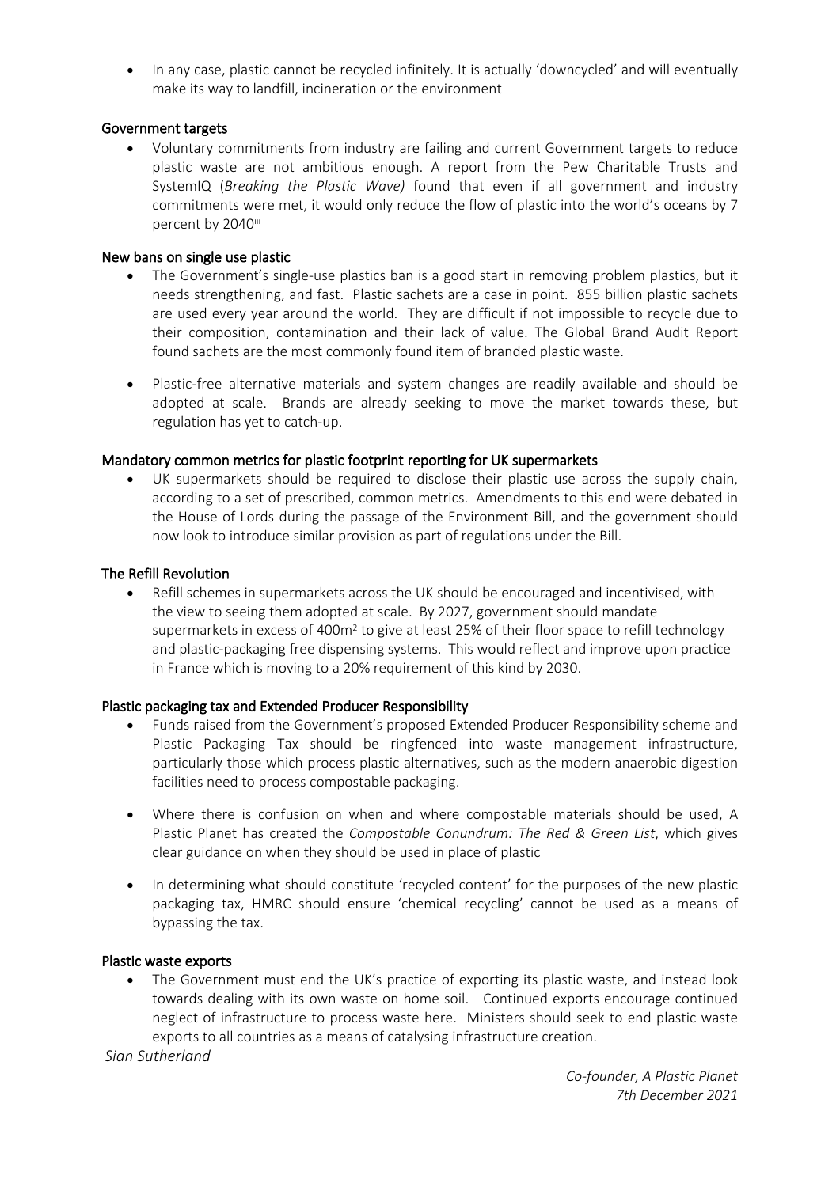- In any case, plastic cannot be recycled infinitely. It is actually 'downcycled' and will eventually make its way to landfill, incineration or the environment

### Government targets

- Voluntary commitments from industry are failing and current Government targets to reduce plastic waste are not ambitious enough. A report from the Pew Charitable Trusts and SystemIQ (*Breaking the Plastic Wave)* found that even if all government and industry commitments were met, it would only reduce the flow of plastic into the world's oceans by 7 percent by 2040[iii]

### New bans on single use plastic

- The Government's single-use plastics ban is a good start in removing problem plastics, but it needs strengthening, and fast. Plastic sachets are a case in point. 855 billion plastic sachets are used every year around the world. They are difficult if not impossible to recycle due to their composition, contamination and their lack of value. The Global Brand Audit Report found sachets are the most commonly found item of branded plastic waste.

- Plastic-free alternative materials and system changes are readily available and should be adopted at scale. Brands are already seeking to move the market towards these, but regulation has yet to catch-up.

### Mandatory common metrics for plastic footprint reporting for UK supermarkets

- UK supermarkets should be required to disclose their plastic use across the supply chain, according to a set of prescribed, common metrics. Amendments to this end were debated in the House of Lords during the passage of the Environment Bill, and the government should now look to introduce similar provision as part of regulations under the Bill.

### The Refill Revolution

- Refill schemes in supermarkets across the UK should be encouraged and incentivised, with the view to seeing them adopted at scale. By 2027, government should mandate supermarkets in excess of $400m^2$ to give at least 25% of their floor space to refill technology and plastic-packaging free dispensing systems. This would reflect and improve upon practice in France which is moving to a 20% requirement of this kind by 2030.

### Plastic packaging tax and Extended Producer Responsibility

- Funds raised from the Government's proposed Extended Producer Responsibility scheme and Plastic Packaging Tax should be ringfenced into waste management infrastructure, particularly those which process plastic alternatives, such as the modern anaerobic digestion facilities need to process compostable packaging.

- Where there is confusion on when and where compostable materials should be used, A Plastic Planet has created the *Compostable Conundrum: The Red & Green List*, which gives clear guidance on when they should be used in place of plastic

- In determining what should constitute 'recycled content' for the purposes of the new plastic packaging tax, HMRC should ensure 'chemical recycling' cannot be used as a means of bypassing the tax.

### Plastic waste exports

- The Government must end the UK's practice of exporting its plastic waste, and instead look towards dealing with its own waste on home soil. Continued exports encourage continued neglect of infrastructure to process waste here. Ministers should seek to end plastic waste exports to all countries as a means of catalysing infrastructure creation.

*Sian Sutherland*

*Co-founder, A Plastic Planet*
*7th December 2021*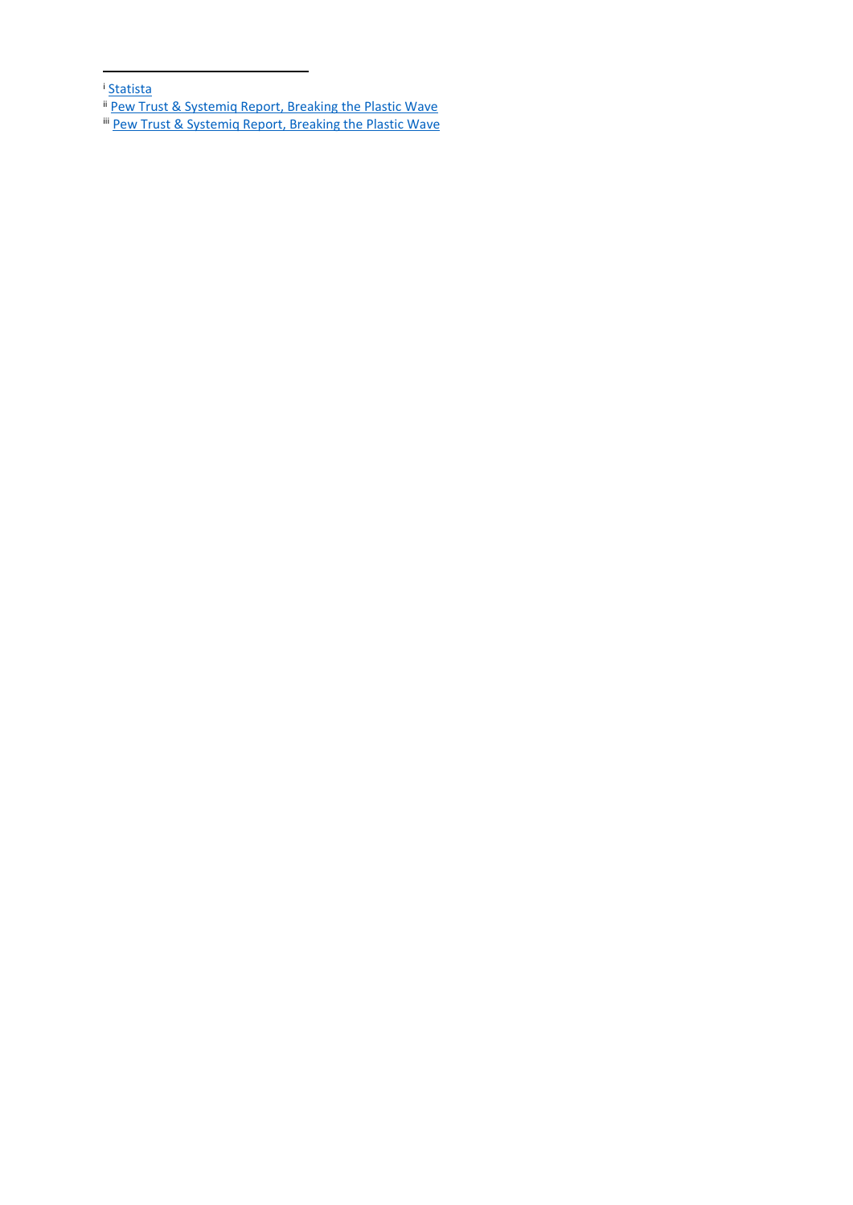[i] Statista

[ii] Pew Trust & Systemiq Report, Breaking the Plastic Wave

[iii] Pew Trust & Systemiq Report, Breaking the Plastic Wave